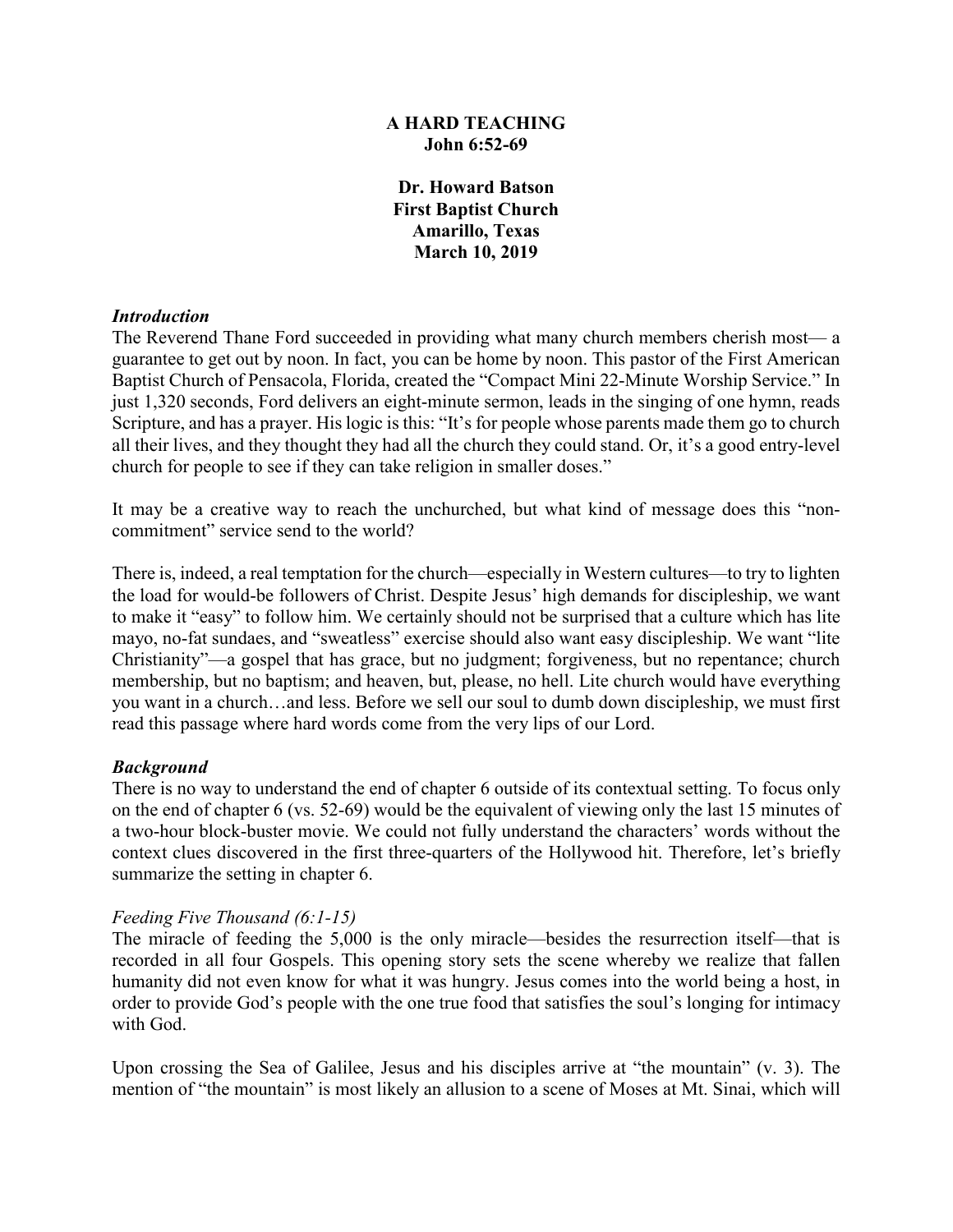# A HARD TEACHING
## John 6:52-69

**Dr. Howard Batson**
**First Baptist Church**
**Amarillo, Texas**
**March 10, 2019**

### *Introduction*

The Reverend Thane Ford succeeded in providing what many church members cherish most— a guarantee to get out by noon. In fact, you can be home by noon. This pastor of the First American Baptist Church of Pensacola, Florida, created the "Compact Mini 22-Minute Worship Service." In just 1,320 seconds, Ford delivers an eight-minute sermon, leads in the singing of one hymn, reads Scripture, and has a prayer. His logic is this: "It's for people whose parents made them go to church all their lives, and they thought they had all the church they could stand. Or, it's a good entry-level church for people to see if they can take religion in smaller doses."

It may be a creative way to reach the unchurched, but what kind of message does this "non-commitment" service send to the world?

There is, indeed, a real temptation for the church—especially in Western cultures—to try to lighten the load for would-be followers of Christ. Despite Jesus' high demands for discipleship, we want to make it "easy" to follow him. We certainly should not be surprised that a culture which has lite mayo, no-fat sundaes, and "sweatless" exercise should also want easy discipleship. We want "lite Christianity"—a gospel that has grace, but no judgment; forgiveness, but no repentance; church membership, but no baptism; and heaven, but, please, no hell. Lite church would have everything you want in a church…and less. Before we sell our soul to dumb down discipleship, we must first read this passage where hard words come from the very lips of our Lord.

### *Background*

There is no way to understand the end of chapter 6 outside of its contextual setting. To focus only on the end of chapter 6 (vs. 52-69) would be the equivalent of viewing only the last 15 minutes of a two-hour block-buster movie. We could not fully understand the characters' words without the context clues discovered in the first three-quarters of the Hollywood hit. Therefore, let's briefly summarize the setting in chapter 6.

*Feeding Five Thousand (6:1-15)*

The miracle of feeding the 5,000 is the only miracle—besides the resurrection itself—that is recorded in all four Gospels. This opening story sets the scene whereby we realize that fallen humanity did not even know for what it was hungry. Jesus comes into the world being a host, in order to provide God's people with the one true food that satisfies the soul's longing for intimacy with God.

Upon crossing the Sea of Galilee, Jesus and his disciples arrive at "the mountain" (v. 3). The mention of "the mountain" is most likely an allusion to a scene of Moses at Mt. Sinai, which will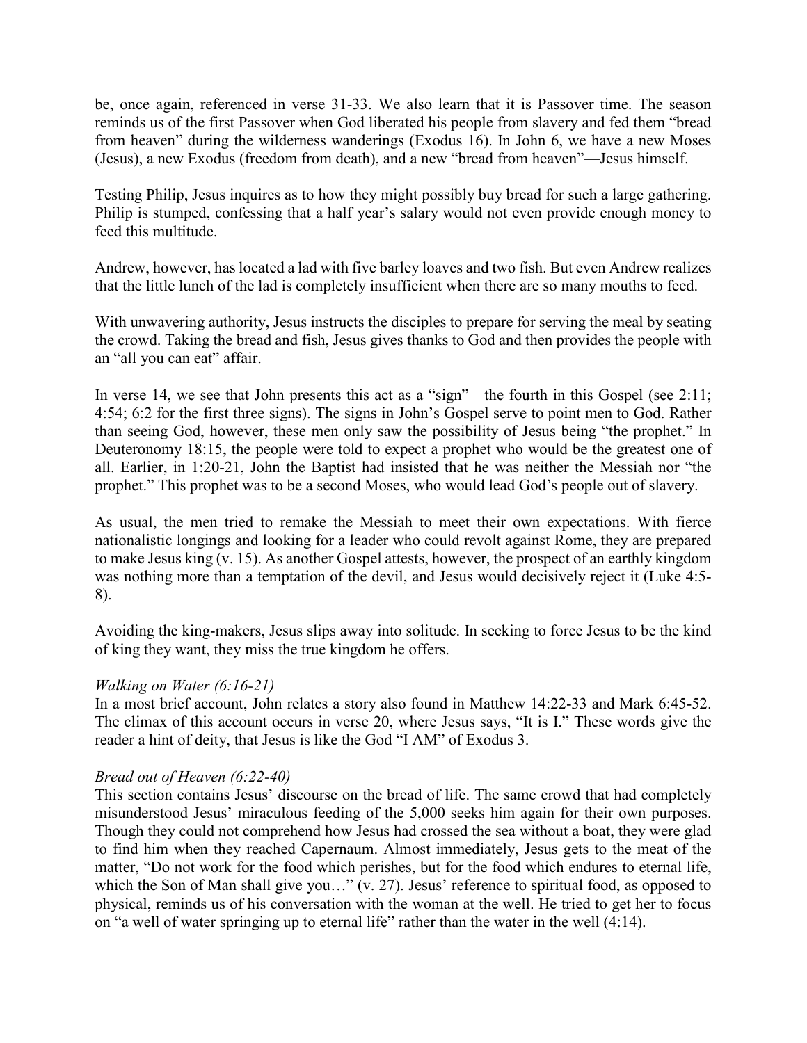be, once again, referenced in verse 31-33. We also learn that it is Passover time. The season reminds us of the first Passover when God liberated his people from slavery and fed them "bread from heaven" during the wilderness wanderings (Exodus 16). In John 6, we have a new Moses (Jesus), a new Exodus (freedom from death), and a new "bread from heaven"—Jesus himself.

Testing Philip, Jesus inquires as to how they might possibly buy bread for such a large gathering. Philip is stumped, confessing that a half year's salary would not even provide enough money to feed this multitude.

Andrew, however, has located a lad with five barley loaves and two fish. But even Andrew realizes that the little lunch of the lad is completely insufficient when there are so many mouths to feed.

With unwavering authority, Jesus instructs the disciples to prepare for serving the meal by seating the crowd. Taking the bread and fish, Jesus gives thanks to God and then provides the people with an "all you can eat" affair.

In verse 14, we see that John presents this act as a "sign"—the fourth in this Gospel (see 2:11; 4:54; 6:2 for the first three signs). The signs in John's Gospel serve to point men to God. Rather than seeing God, however, these men only saw the possibility of Jesus being "the prophet." In Deuteronomy 18:15, the people were told to expect a prophet who would be the greatest one of all. Earlier, in 1:20-21, John the Baptist had insisted that he was neither the Messiah nor "the prophet." This prophet was to be a second Moses, who would lead God's people out of slavery.

As usual, the men tried to remake the Messiah to meet their own expectations. With fierce nationalistic longings and looking for a leader who could revolt against Rome, they are prepared to make Jesus king (v. 15). As another Gospel attests, however, the prospect of an earthly kingdom was nothing more than a temptation of the devil, and Jesus would decisively reject it (Luke 4:5-8).

Avoiding the king-makers, Jesus slips away into solitude. In seeking to force Jesus to be the kind of king they want, they miss the true kingdom he offers.

*Walking on Water (6:16-21)*
In a most brief account, John relates a story also found in Matthew 14:22-33 and Mark 6:45-52. The climax of this account occurs in verse 20, where Jesus says, "It is I." These words give the reader a hint of deity, that Jesus is like the God "I AM" of Exodus 3.

*Bread out of Heaven (6:22-40)*
This section contains Jesus' discourse on the bread of life. The same crowd that had completely misunderstood Jesus' miraculous feeding of the 5,000 seeks him again for their own purposes. Though they could not comprehend how Jesus had crossed the sea without a boat, they were glad to find him when they reached Capernaum. Almost immediately, Jesus gets to the meat of the matter, "Do not work for the food which perishes, but for the food which endures to eternal life, which the Son of Man shall give you…" (v. 27). Jesus' reference to spiritual food, as opposed to physical, reminds us of his conversation with the woman at the well. He tried to get her to focus on "a well of water springing up to eternal life" rather than the water in the well (4:14).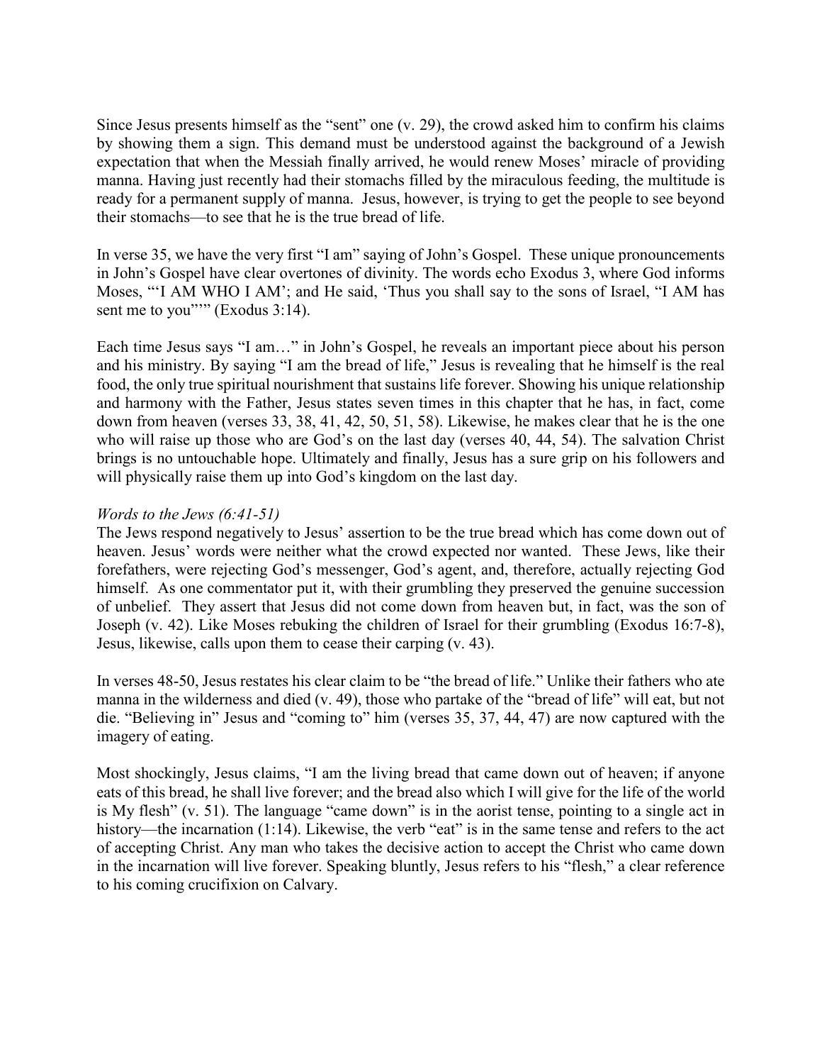Since Jesus presents himself as the "sent" one (v. 29), the crowd asked him to confirm his claims by showing them a sign. This demand must be understood against the background of a Jewish expectation that when the Messiah finally arrived, he would renew Moses' miracle of providing manna. Having just recently had their stomachs filled by the miraculous feeding, the multitude is ready for a permanent supply of manna. Jesus, however, is trying to get the people to see beyond their stomachs—to see that he is the true bread of life.

In verse 35, we have the very first "I am" saying of John's Gospel. These unique pronouncements in John's Gospel have clear overtones of divinity. The words echo Exodus 3, where God informs Moses, "'I AM WHO I AM'; and He said, 'Thus you shall say to the sons of Israel, "I AM has sent me to you"'" (Exodus 3:14).

Each time Jesus says "I am…" in John's Gospel, he reveals an important piece about his person and his ministry. By saying "I am the bread of life," Jesus is revealing that he himself is the real food, the only true spiritual nourishment that sustains life forever. Showing his unique relationship and harmony with the Father, Jesus states seven times in this chapter that he has, in fact, come down from heaven (verses 33, 38, 41, 42, 50, 51, 58). Likewise, he makes clear that he is the one who will raise up those who are God's on the last day (verses 40, 44, 54). The salvation Christ brings is no untouchable hope. Ultimately and finally, Jesus has a sure grip on his followers and will physically raise them up into God's kingdom on the last day.

*Words to the Jews (6:41-51)*

The Jews respond negatively to Jesus' assertion to be the true bread which has come down out of heaven. Jesus' words were neither what the crowd expected nor wanted. These Jews, like their forefathers, were rejecting God's messenger, God's agent, and, therefore, actually rejecting God himself. As one commentator put it, with their grumbling they preserved the genuine succession of unbelief. They assert that Jesus did not come down from heaven but, in fact, was the son of Joseph (v. 42). Like Moses rebuking the children of Israel for their grumbling (Exodus 16:7-8), Jesus, likewise, calls upon them to cease their carping (v. 43).

In verses 48-50, Jesus restates his clear claim to be "the bread of life." Unlike their fathers who ate manna in the wilderness and died (v. 49), those who partake of the "bread of life" will eat, but not die. "Believing in" Jesus and "coming to" him (verses 35, 37, 44, 47) are now captured with the imagery of eating.

Most shockingly, Jesus claims, "I am the living bread that came down out of heaven; if anyone eats of this bread, he shall live forever; and the bread also which I will give for the life of the world is My flesh" (v. 51). The language "came down" is in the aorist tense, pointing to a single act in history—the incarnation (1:14). Likewise, the verb "eat" is in the same tense and refers to the act of accepting Christ. Any man who takes the decisive action to accept the Christ who came down in the incarnation will live forever. Speaking bluntly, Jesus refers to his "flesh," a clear reference to his coming crucifixion on Calvary.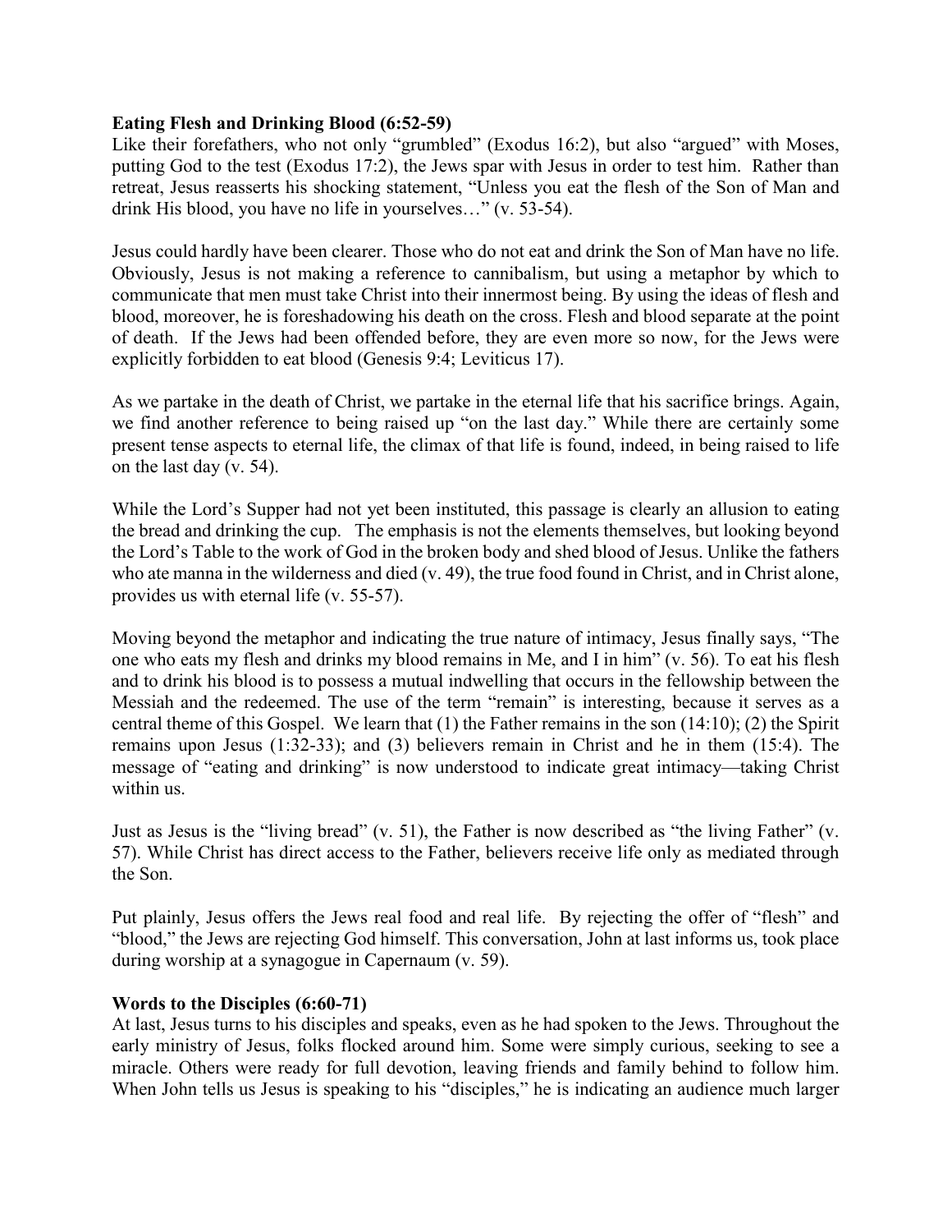**Eating Flesh and Drinking Blood (6:52-59)**

Like their forefathers, who not only "grumbled" (Exodus 16:2), but also "argued" with Moses, putting God to the test (Exodus 17:2), the Jews spar with Jesus in order to test him. Rather than retreat, Jesus reasserts his shocking statement, "Unless you eat the flesh of the Son of Man and drink His blood, you have no life in yourselves…" (v. 53-54).

Jesus could hardly have been clearer. Those who do not eat and drink the Son of Man have no life. Obviously, Jesus is not making a reference to cannibalism, but using a metaphor by which to communicate that men must take Christ into their innermost being. By using the ideas of flesh and blood, moreover, he is foreshadowing his death on the cross. Flesh and blood separate at the point of death. If the Jews had been offended before, they are even more so now, for the Jews were explicitly forbidden to eat blood (Genesis 9:4; Leviticus 17).

As we partake in the death of Christ, we partake in the eternal life that his sacrifice brings. Again, we find another reference to being raised up "on the last day." While there are certainly some present tense aspects to eternal life, the climax of that life is found, indeed, in being raised to life on the last day (v. 54).

While the Lord's Supper had not yet been instituted, this passage is clearly an allusion to eating the bread and drinking the cup. The emphasis is not the elements themselves, but looking beyond the Lord's Table to the work of God in the broken body and shed blood of Jesus. Unlike the fathers who ate manna in the wilderness and died (v. 49), the true food found in Christ, and in Christ alone, provides us with eternal life (v. 55-57).

Moving beyond the metaphor and indicating the true nature of intimacy, Jesus finally says, "The one who eats my flesh and drinks my blood remains in Me, and I in him" (v. 56). To eat his flesh and to drink his blood is to possess a mutual indwelling that occurs in the fellowship between the Messiah and the redeemed. The use of the term "remain" is interesting, because it serves as a central theme of this Gospel. We learn that (1) the Father remains in the son (14:10); (2) the Spirit remains upon Jesus (1:32-33); and (3) believers remain in Christ and he in them (15:4). The message of "eating and drinking" is now understood to indicate great intimacy—taking Christ within us.

Just as Jesus is the "living bread" (v. 51), the Father is now described as "the living Father" (v. 57). While Christ has direct access to the Father, believers receive life only as mediated through the Son.

Put plainly, Jesus offers the Jews real food and real life. By rejecting the offer of "flesh" and "blood," the Jews are rejecting God himself. This conversation, John at last informs us, took place during worship at a synagogue in Capernaum (v. 59).

**Words to the Disciples (6:60-71)**

At last, Jesus turns to his disciples and speaks, even as he had spoken to the Jews. Throughout the early ministry of Jesus, folks flocked around him. Some were simply curious, seeking to see a miracle. Others were ready for full devotion, leaving friends and family behind to follow him. When John tells us Jesus is speaking to his "disciples," he is indicating an audience much larger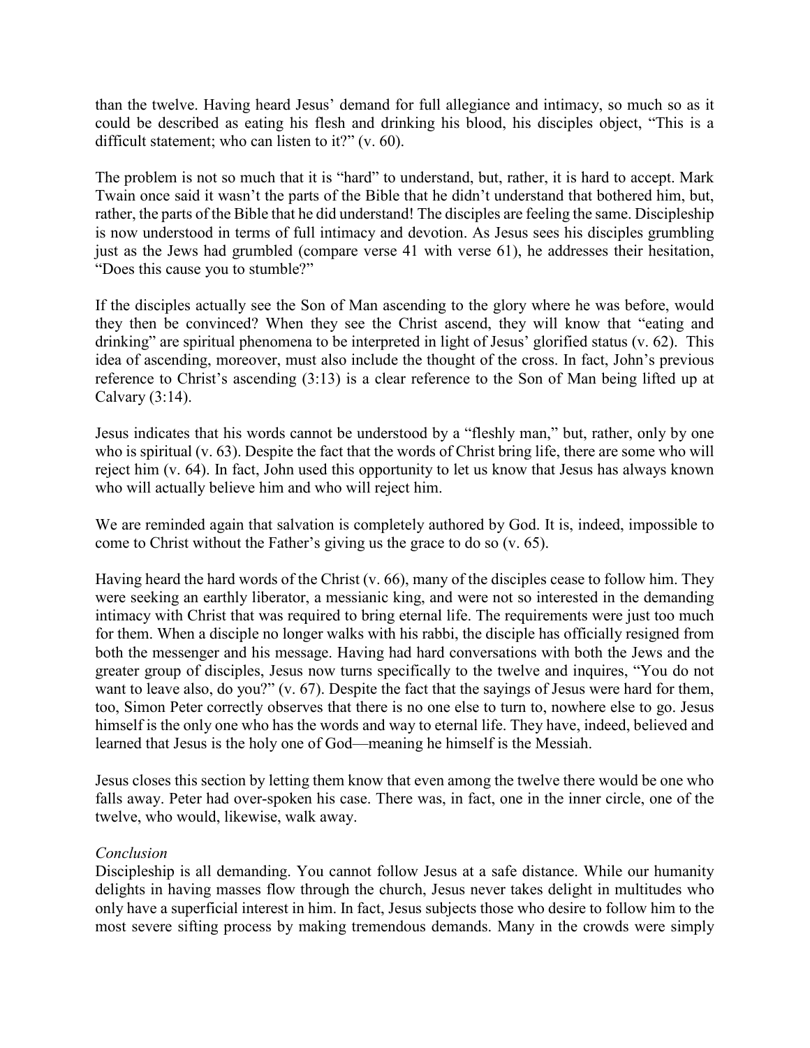than the twelve. Having heard Jesus' demand for full allegiance and intimacy, so much so as it could be described as eating his flesh and drinking his blood, his disciples object, "This is a difficult statement; who can listen to it?" (v. 60).

The problem is not so much that it is "hard" to understand, but, rather, it is hard to accept. Mark Twain once said it wasn't the parts of the Bible that he didn't understand that bothered him, but, rather, the parts of the Bible that he did understand! The disciples are feeling the same. Discipleship is now understood in terms of full intimacy and devotion. As Jesus sees his disciples grumbling just as the Jews had grumbled (compare verse 41 with verse 61), he addresses their hesitation, "Does this cause you to stumble?"

If the disciples actually see the Son of Man ascending to the glory where he was before, would they then be convinced? When they see the Christ ascend, they will know that "eating and drinking" are spiritual phenomena to be interpreted in light of Jesus' glorified status (v. 62). This idea of ascending, moreover, must also include the thought of the cross. In fact, John's previous reference to Christ's ascending (3:13) is a clear reference to the Son of Man being lifted up at Calvary (3:14).

Jesus indicates that his words cannot be understood by a "fleshly man," but, rather, only by one who is spiritual (v. 63). Despite the fact that the words of Christ bring life, there are some who will reject him (v. 64). In fact, John used this opportunity to let us know that Jesus has always known who will actually believe him and who will reject him.

We are reminded again that salvation is completely authored by God. It is, indeed, impossible to come to Christ without the Father's giving us the grace to do so (v. 65).

Having heard the hard words of the Christ (v. 66), many of the disciples cease to follow him. They were seeking an earthly liberator, a messianic king, and were not so interested in the demanding intimacy with Christ that was required to bring eternal life. The requirements were just too much for them. When a disciple no longer walks with his rabbi, the disciple has officially resigned from both the messenger and his message. Having had hard conversations with both the Jews and the greater group of disciples, Jesus now turns specifically to the twelve and inquires, "You do not want to leave also, do you?" (v. 67). Despite the fact that the sayings of Jesus were hard for them, too, Simon Peter correctly observes that there is no one else to turn to, nowhere else to go. Jesus himself is the only one who has the words and way to eternal life. They have, indeed, believed and learned that Jesus is the holy one of God—meaning he himself is the Messiah.

Jesus closes this section by letting them know that even among the twelve there would be one who falls away. Peter had over-spoken his case. There was, in fact, one in the inner circle, one of the twelve, who would, likewise, walk away.

*Conclusion*

Discipleship is all demanding. You cannot follow Jesus at a safe distance. While our humanity delights in having masses flow through the church, Jesus never takes delight in multitudes who only have a superficial interest in him. In fact, Jesus subjects those who desire to follow him to the most severe sifting process by making tremendous demands. Many in the crowds were simply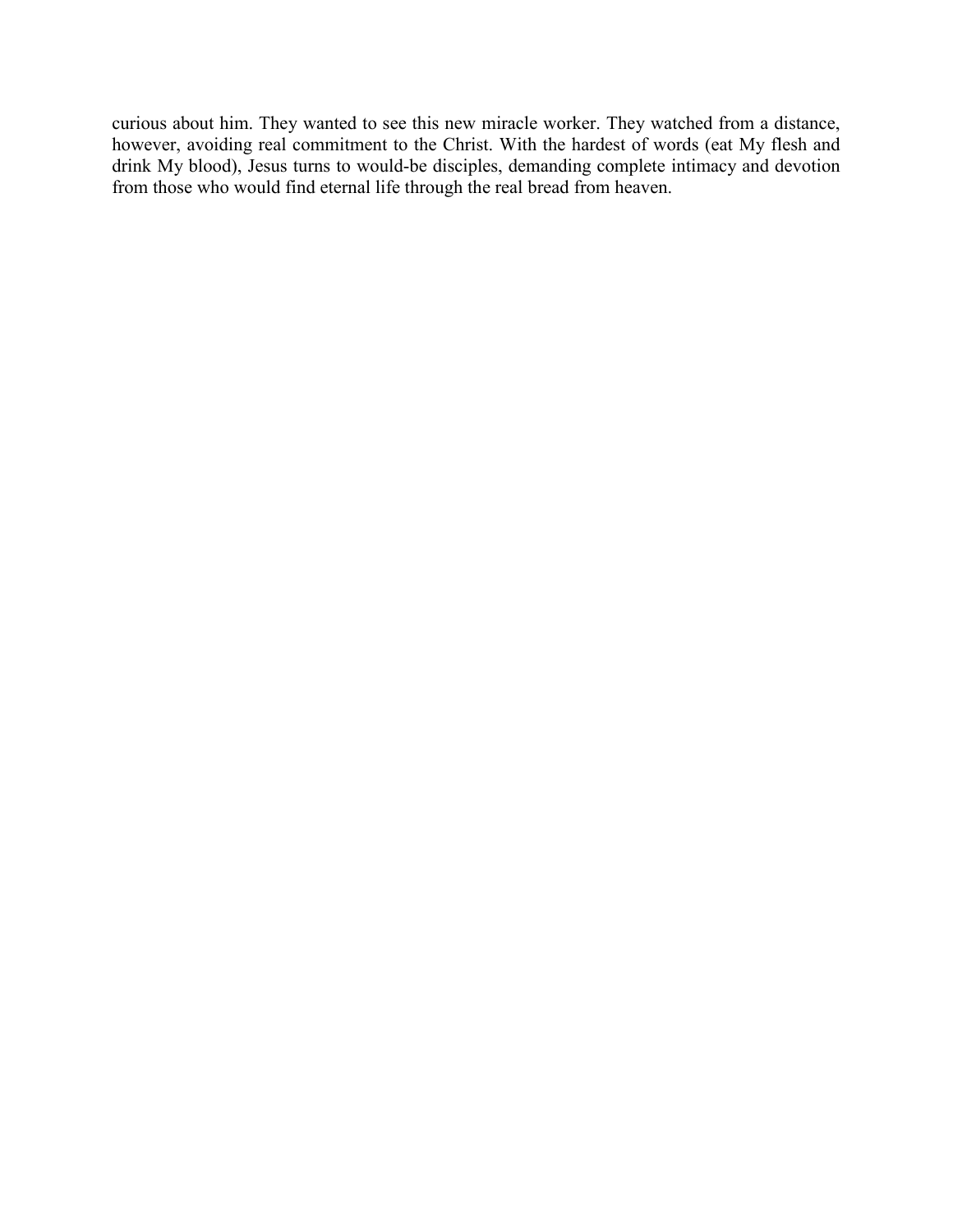curious about him. They wanted to see this new miracle worker. They watched from a distance, however, avoiding real commitment to the Christ. With the hardest of words (eat My flesh and drink My blood), Jesus turns to would-be disciples, demanding complete intimacy and devotion from those who would find eternal life through the real bread from heaven.